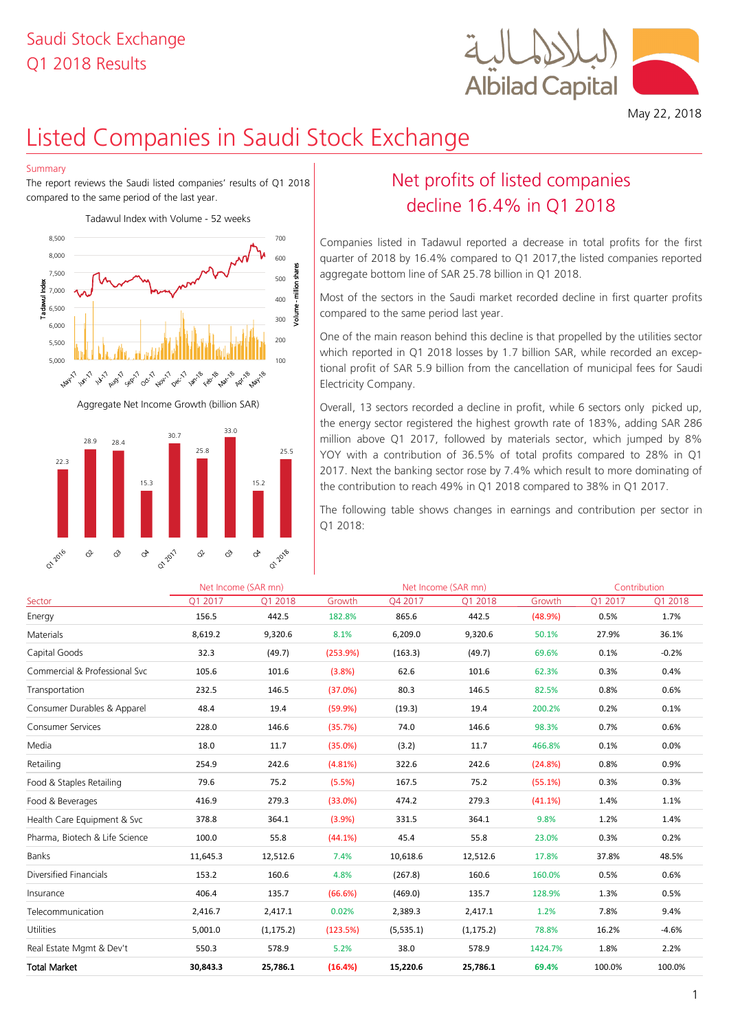Saudi Stock Exchange
Q1 2018 Results

May 22, 2018

# Listed Companies in Saudi Stock Exchange

Summary

The report reviews the Saudi listed companies' results of Q1 2018 compared to the same period of the last year.

Tadawul Index with Volume - 52 weeks

Aggregate Net Income Growth (billion SAR)

| Q1 2016 | Q2 | Q3 | Q4 | Q1 2017 | Q2 | Q3 | Q4 | Q1 2018 |
|---|---|---|---|---|---|---|---|---|
| 22.3 | 28.9 | 28.4 | 15.3 | 30.7 | 25.8 | 33.0 | 15.2 | 25.5 |

## Net profits of listed companies decline 16.4% in Q1 2018

Companies listed in Tadawul reported a decrease in total profits for the first quarter of 2018 by 16.4% compared to Q1 2017,the listed companies reported aggregate bottom line of SAR 25.78 billion in Q1 2018.

Most of the sectors in the Saudi market recorded decline in first quarter profits compared to the same period last year.

One of the main reason behind this decline is that propelled by the utilities sector which reported in Q1 2018 losses by 1.7 billion SAR, while recorded an exceptional profit of SAR 5.9 billion from the cancellation of municipal fees for Saudi Electricity Company.

Overall, 13 sectors recorded a decline in profit, while 6 sectors only picked up, the energy sector registered the highest growth rate of 183%, adding SAR 286 million above Q1 2017, followed by materials sector, which jumped by 8% YOY with a contribution of 36.5% of total profits compared to 28% in Q1 2017. Next the banking sector rose by 7.4% which result to more dominating of the contribution to reach 49% in Q1 2018 compared to 38% in Q1 2017.

The following table shows changes in earnings and contribution per sector in Q1 2018:

| | Net Income (SAR mn) | | | Net Income (SAR mn) | | | Contribution | |
|---|---|---|---|---|---|---|---|---|
| Sector | Q1 2017 | Q1 2018 | Growth | Q4 2017 | Q1 2018 | Growth | Q1 2017 | Q1 2018 |
| Energy | 156.5 | 442.5 | 182.8% | 865.6 | 442.5 | (48.9%) | 0.5% | 1.7% |
| Materials | 8,619.2 | 9,320.6 | 8.1% | 6,209.0 | 9,320.6 | 50.1% | 27.9% | 36.1% |
| Capital Goods | 32.3 | (49.7) | (253.9%) | (163.3) | (49.7) | 69.6% | 0.1% | -0.2% |
| Commercial & Professional Svc | 105.6 | 101.6 | (3.8%) | 62.6 | 101.6 | 62.3% | 0.3% | 0.4% |
| Transportation | 232.5 | 146.5 | (37.0%) | 80.3 | 146.5 | 82.5% | 0.8% | 0.6% |
| Consumer Durables & Apparel | 48.4 | 19.4 | (59.9%) | (19.3) | 19.4 | 200.2% | 0.2% | 0.1% |
| Consumer Services | 228.0 | 146.6 | (35.7%) | 74.0 | 146.6 | 98.3% | 0.7% | 0.6% |
| Media | 18.0 | 11.7 | (35.0%) | (3.2) | 11.7 | 466.8% | 0.1% | 0.0% |
| Retailing | 254.9 | 242.6 | (4.81%) | 322.6 | 242.6 | (24.8%) | 0.8% | 0.9% |
| Food & Staples Retailing | 79.6 | 75.2 | (5.5%) | 167.5 | 75.2 | (55.1%) | 0.3% | 0.3% |
| Food & Beverages | 416.9 | 279.3 | (33.0%) | 474.2 | 279.3 | (41.1%) | 1.4% | 1.1% |
| Health Care Equipment & Svc | 378.8 | 364.1 | (3.9%) | 331.5 | 364.1 | 9.8% | 1.2% | 1.4% |
| Pharma, Biotech & Life Science | 100.0 | 55.8 | (44.1%) | 45.4 | 55.8 | 23.0% | 0.3% | 0.2% |
| Banks | 11,645.3 | 12,512.6 | 7.4% | 10,618.6 | 12,512.6 | 17.8% | 37.8% | 48.5% |
| Diversified Financials | 153.2 | 160.6 | 4.8% | (267.8) | 160.6 | 160.0% | 0.5% | 0.6% |
| Insurance | 406.4 | 135.7 | (66.6%) | (469.0) | 135.7 | 128.9% | 1.3% | 0.5% |
| Telecommunication | 2,416.7 | 2,417.1 | 0.02% | 2,389.3 | 2,417.1 | 1.2% | 7.8% | 9.4% |
| Utilities | 5,001.0 | (1,175.2) | (123.5%) | (5,535.1) | (1,175.2) | 78.8% | 16.2% | -4.6% |
| Real Estate Mgmt & Dev't | 550.3 | 578.9 | 5.2% | 38.0 | 578.9 | 1424.7% | 1.8% | 2.2% |
| **Total Market** | **30,843.3** | **25,786.1** | **(16.4%)** | **15,220.6** | **25,786.1** | **69.4%** | **100.0%** | **100.0%** |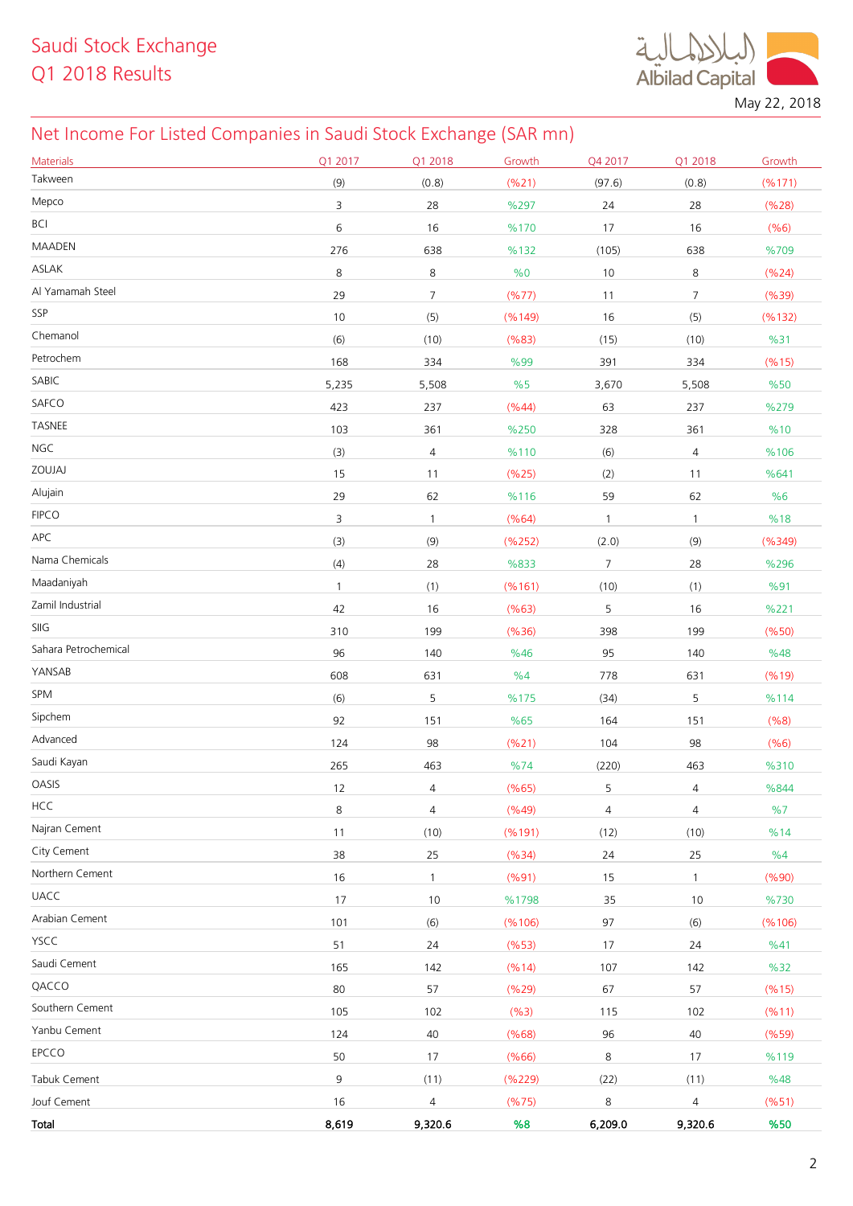Saudi Stock Exchange
Q1 2018 Results

May 22, 2018

## Net Income For Listed Companies in Saudi Stock Exchange (SAR mn)

| Materials | Q1 2017 | Q1 2018 | Growth | Q4 2017 | Q1 2018 | Growth |
|---|---|---|---|---|---|---|
| Takween | (9) | (0.8) | (%21) | (97.6) | (0.8) | (%171) |
| Mepco | 3 | 28 | %297 | 24 | 28 | (%28) |
| BCI | 6 | 16 | %170 | 17 | 16 | (%6) |
| MAADEN | 276 | 638 | %132 | (105) | 638 | %709 |
| ASLAK | 8 | 8 | %0 | 10 | 8 | (%24) |
| Al Yamamah Steel | 29 | 7 | (%77) | 11 | 7 | (%39) |
| SSP | 10 | (5) | (%149) | 16 | (5) | (%132) |
| Chemanol | (6) | (10) | (%83) | (15) | (10) | %31 |
| Petrochem | 168 | 334 | %99 | 391 | 334 | (%15) |
| SABIC | 5,235 | 5,508 | %5 | 3,670 | 5,508 | %50 |
| SAFCO | 423 | 237 | (%44) | 63 | 237 | %279 |
| TASNEE | 103 | 361 | %250 | 328 | 361 | %10 |
| NGC | (3) | 4 | %110 | (6) | 4 | %106 |
| ZOUJAJ | 15 | 11 | (%25) | (2) | 11 | %641 |
| Alujain | 29 | 62 | %116 | 59 | 62 | %6 |
| FIPCO | 3 | 1 | (%64) | 1 | 1 | %18 |
| APC | (3) | (9) | (%252) | (2.0) | (9) | (%349) |
| Nama Chemicals | (4) | 28 | %833 | 7 | 28 | %296 |
| Maadaniyah | 1 | (1) | (%161) | (10) | (1) | %91 |
| Zamil Industrial | 42 | 16 | (%63) | 5 | 16 | %221 |
| SIIG | 310 | 199 | (%36) | 398 | 199 | (%50) |
| Sahara Petrochemical | 96 | 140 | %46 | 95 | 140 | %48 |
| YANSAB | 608 | 631 | %4 | 778 | 631 | (%19) |
| SPM | (6) | 5 | %175 | (34) | 5 | %114 |
| Sipchem | 92 | 151 | %65 | 164 | 151 | (%8) |
| Advanced | 124 | 98 | (%21) | 104 | 98 | (%6) |
| Saudi Kayan | 265 | 463 | %74 | (220) | 463 | %310 |
| OASIS | 12 | 4 | (%65) | 5 | 4 | %844 |
| HCC | 8 | 4 | (%49) | 4 | 4 | %7 |
| Najran Cement | 11 | (10) | (%191) | (12) | (10) | %14 |
| City Cement | 38 | 25 | (%34) | 24 | 25 | %4 |
| Northern Cement | 16 | 1 | (%91) | 15 | 1 | (%90) |
| UACC | 17 | 10 | %1798 | 35 | 10 | %730 |
| Arabian Cement | 101 | (6) | (%106) | 97 | (6) | (%106) |
| YSCC | 51 | 24 | (%53) | 17 | 24 | %41 |
| Saudi Cement | 165 | 142 | (%14) | 107 | 142 | %32 |
| QACCO | 80 | 57 | (%29) | 67 | 57 | (%15) |
| Southern Cement | 105 | 102 | (%3) | 115 | 102 | (%11) |
| Yanbu Cement | 124 | 40 | (%68) | 96 | 40 | (%59) |
| EPCCO | 50 | 17 | (%66) | 8 | 17 | %119 |
| Tabuk Cement | 9 | (11) | (%229) | (22) | (11) | %48 |
| Jouf Cement | 16 | 4 | (%75) | 8 | 4 | (%51) |
| **Total** | **8,619** | **9,320.6** | **%8** | **6,209.0** | **9,320.6** | **%50** |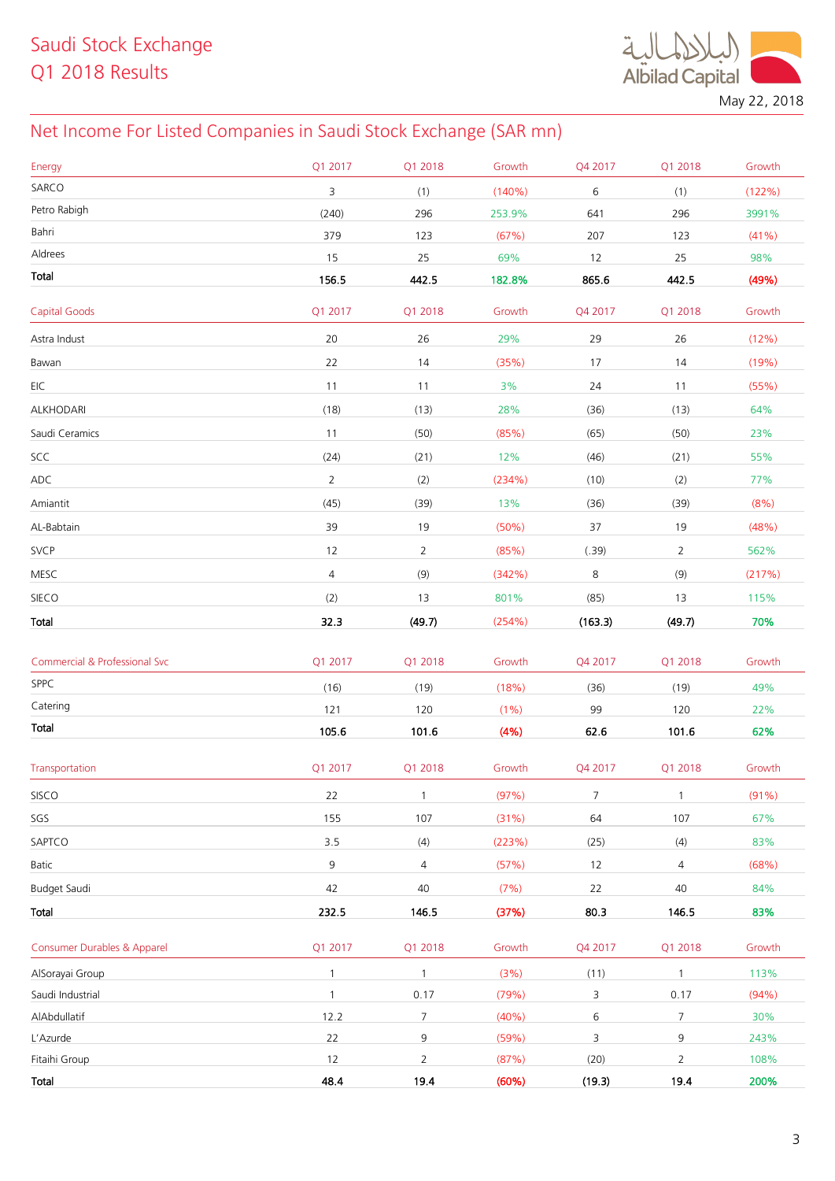## Net Income For Listed Companies in Saudi Stock Exchange (SAR mn)

| Energy | Q1 2017 | Q1 2018 | Growth | Q4 2017 | Q1 2018 | Growth |
|---|---|---|---|---|---|---|
| SARCO | 3 | (1) | (140%) | 6 | (1) | (122%) |
| Petro Rabigh | (240) | 296 | 253.9% | 641 | 296 | 3991% |
| Bahri | 379 | 123 | (67%) | 207 | 123 | (41%) |
| Aldrees | 15 | 25 | 69% | 12 | 25 | 98% |
| **Total** | **156.5** | **442.5** | **182.8%** | **865.6** | **442.5** | **(49%)** |

| Capital Goods | Q1 2017 | Q1 2018 | Growth | Q4 2017 | Q1 2018 | Growth |
|---|---|---|---|---|---|---|
| Astra Indust | 20 | 26 | 29% | 29 | 26 | (12%) |
| Bawan | 22 | 14 | (35%) | 17 | 14 | (19%) |
| EIC | 11 | 11 | 3% | 24 | 11 | (55%) |
| ALKHODARI | (18) | (13) | 28% | (36) | (13) | 64% |
| Saudi Ceramics | 11 | (50) | (85%) | (65) | (50) | 23% |
| SCC | (24) | (21) | 12% | (46) | (21) | 55% |
| ADC | 2 | (2) | (234%) | (10) | (2) | 77% |
| Amiantit | (45) | (39) | 13% | (36) | (39) | (8%) |
| AL-Babtain | 39 | 19 | (50%) | 37 | 19 | (48%) |
| SVCP | 12 | 2 | (85%) | (.39) | 2 | 562% |
| MESC | 4 | (9) | (342%) | 8 | (9) | (217%) |
| SIECO | (2) | 13 | 801% | (85) | 13 | 115% |
| **Total** | **32.3** | **(49.7)** | **(254%)** | **(163.3)** | **(49.7)** | **70%** |

| Commercial & Professional Svc | Q1 2017 | Q1 2018 | Growth | Q4 2017 | Q1 2018 | Growth |
|---|---|---|---|---|---|---|
| SPPC | (16) | (19) | (18%) | (36) | (19) | 49% |
| Catering | 121 | 120 | (1%) | 99 | 120 | 22% |
| **Total** | **105.6** | **101.6** | **(4%)** | **62.6** | **101.6** | **62%** |

| Transportation | Q1 2017 | Q1 2018 | Growth | Q4 2017 | Q1 2018 | Growth |
|---|---|---|---|---|---|---|
| SISCO | 22 | 1 | (97%) | 7 | 1 | (91%) |
| SGS | 155 | 107 | (31%) | 64 | 107 | 67% |
| SAPTCO | 3.5 | (4) | (223%) | (25) | (4) | 83% |
| Batic | 9 | 4 | (57%) | 12 | 4 | (68%) |
| Budget Saudi | 42 | 40 | (7%) | 22 | 40 | 84% |
| **Total** | **232.5** | **146.5** | **(37%)** | **80.3** | **146.5** | **83%** |

| Consumer Durables & Apparel | Q1 2017 | Q1 2018 | Growth | Q4 2017 | Q1 2018 | Growth |
|---|---|---|---|---|---|---|
| AlSorayai Group | 1 | 1 | (3%) | (11) | 1 | 113% |
| Saudi Industrial | 1 | 0.17 | (79%) | 3 | 0.17 | (94%) |
| AlAbdullatif | 12.2 | 7 | (40%) | 6 | 7 | 30% |
| L'Azurde | 22 | 9 | (59%) | 3 | 9 | 243% |
| Fitaihi Group | 12 | 2 | (87%) | (20) | 2 | 108% |
| **Total** | **48.4** | **19.4** | **(60%)** | **(19.3)** | **19.4** | **200%** |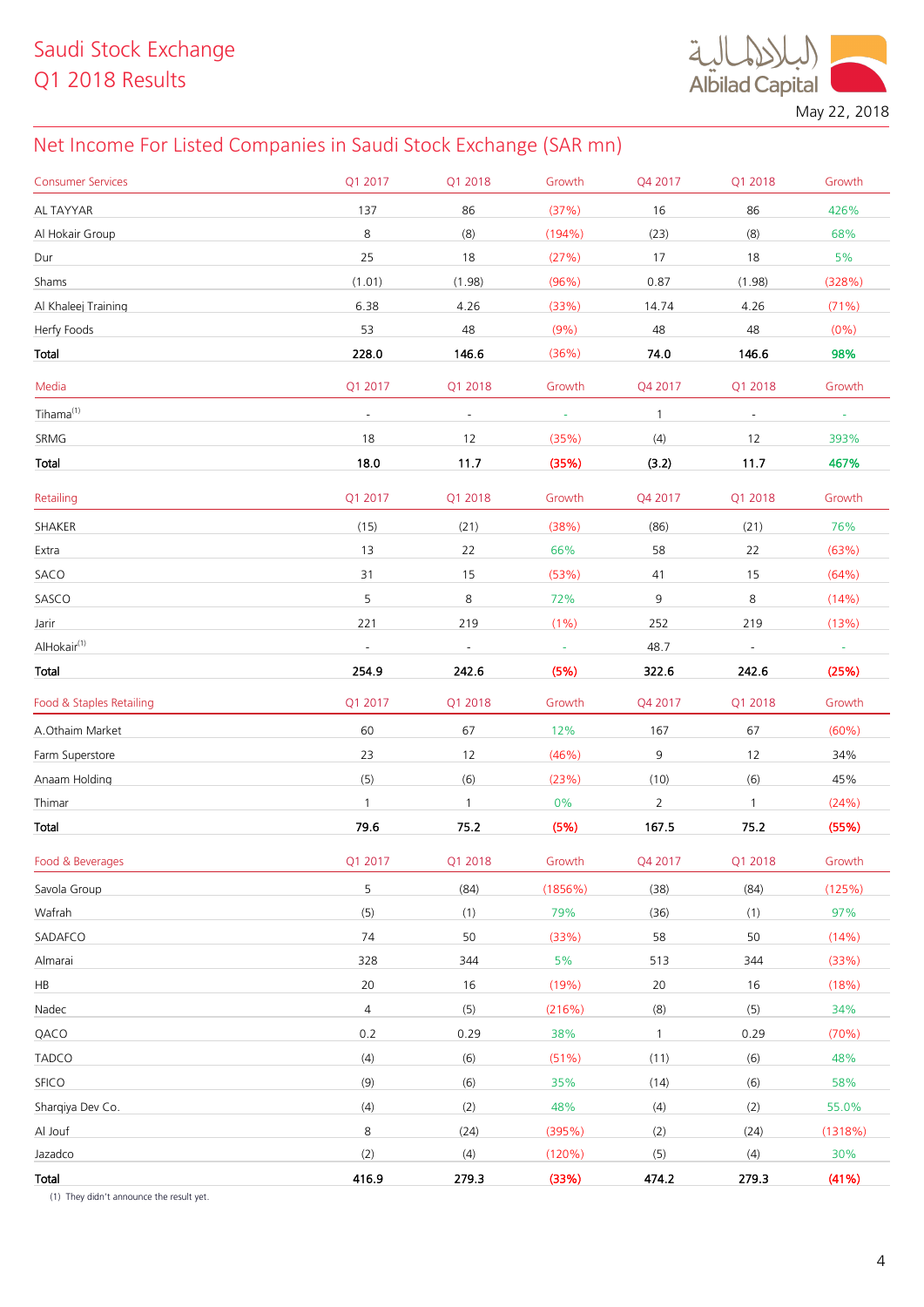# Saudi Stock Exchange
# Q1 2018 Results

May 22, 2018

## Net Income For Listed Companies in Saudi Stock Exchange (SAR mn)

| Consumer Services | Q1 2017 | Q1 2018 | Growth | Q4 2017 | Q1 2018 | Growth |
|---|---|---|---|---|---|---|
| AL TAYYAR | 137 | 86 | (37%) | 16 | 86 | 426% |
| Al Hokair Group | 8 | (8) | (194%) | (23) | (8) | 68% |
| Dur | 25 | 18 | (27%) | 17 | 18 | 5% |
| Shams | (1.01) | (1.98) | (96%) | 0.87 | (1.98) | (328%) |
| Al Khaleej Training | 6.38 | 4.26 | (33%) | 14.74 | 4.26 | (71%) |
| Herfy Foods | 53 | 48 | (9%) | 48 | 48 | (0%) |
| **Total** | **228.0** | **146.6** | (36%) | **74.0** | **146.6** | **98%** |

| Media | Q1 2017 | Q1 2018 | Growth | Q4 2017 | Q1 2018 | Growth |
|---|---|---|---|---|---|---|
| Tihama[1] | - | - | - | 1 | - | - |
| SRMG | 18 | 12 | (35%) | (4) | 12 | 393% |
| **Total** | **18.0** | **11.7** | **(35%)** | **(3.2)** | **11.7** | **467%** |

| Retailing | Q1 2017 | Q1 2018 | Growth | Q4 2017 | Q1 2018 | Growth |
|---|---|---|---|---|---|---|
| SHAKER | (15) | (21) | (38%) | (86) | (21) | 76% |
| Extra | 13 | 22 | 66% | 58 | 22 | (63%) |
| SACO | 31 | 15 | (53%) | 41 | 15 | (64%) |
| SASCO | 5 | 8 | 72% | 9 | 8 | (14%) |
| Jarir | 221 | 219 | (1%) | 252 | 219 | (13%) |
| AlHokair[1] | - | - | - | 48.7 | - | - |
| **Total** | **254.9** | **242.6** | **(5%)** | **322.6** | **242.6** | **(25%)** |

| Food & Staples Retailing | Q1 2017 | Q1 2018 | Growth | Q4 2017 | Q1 2018 | Growth |
|---|---|---|---|---|---|---|
| A.Othaim Market | 60 | 67 | 12% | 167 | 67 | (60%) |
| Farm Superstore | 23 | 12 | (46%) | 9 | 12 | 34% |
| Anaam Holding | (5) | (6) | (23%) | (10) | (6) | 45% |
| Thimar | 1 | 1 | 0% | 2 | 1 | (24%) |
| **Total** | **79.6** | **75.2** | **(5%)** | **167.5** | **75.2** | **(55%)** |

| Food & Beverages | Q1 2017 | Q1 2018 | Growth | Q4 2017 | Q1 2018 | Growth |
|---|---|---|---|---|---|---|
| Savola Group | 5 | (84) | (1856%) | (38) | (84) | (125%) |
| Wafrah | (5) | (1) | 79% | (36) | (1) | 97% |
| SADAFCO | 74 | 50 | (33%) | 58 | 50 | (14%) |
| Almarai | 328 | 344 | 5% | 513 | 344 | (33%) |
| HB | 20 | 16 | (19%) | 20 | 16 | (18%) |
| Nadec | 4 | (5) | (216%) | (8) | (5) | 34% |
| QACO | 0.2 | 0.29 | 38% | 1 | 0.29 | (70%) |
| TADCO | (4) | (6) | (51%) | (11) | (6) | 48% |
| SFICO | (9) | (6) | 35% | (14) | (6) | 58% |
| Sharqiya Dev Co. | (4) | (2) | 48% | (4) | (2) | 55.0% |
| Al Jouf | 8 | (24) | (395%) | (2) | (24) | (1318%) |
| Jazadco | (2) | (4) | (120%) | (5) | (4) | 30% |
| **Total** | **416.9** | **279.3** | **(33%)** | **474.2** | **279.3** | **(41%)** |

(1) They didn't announce the result yet.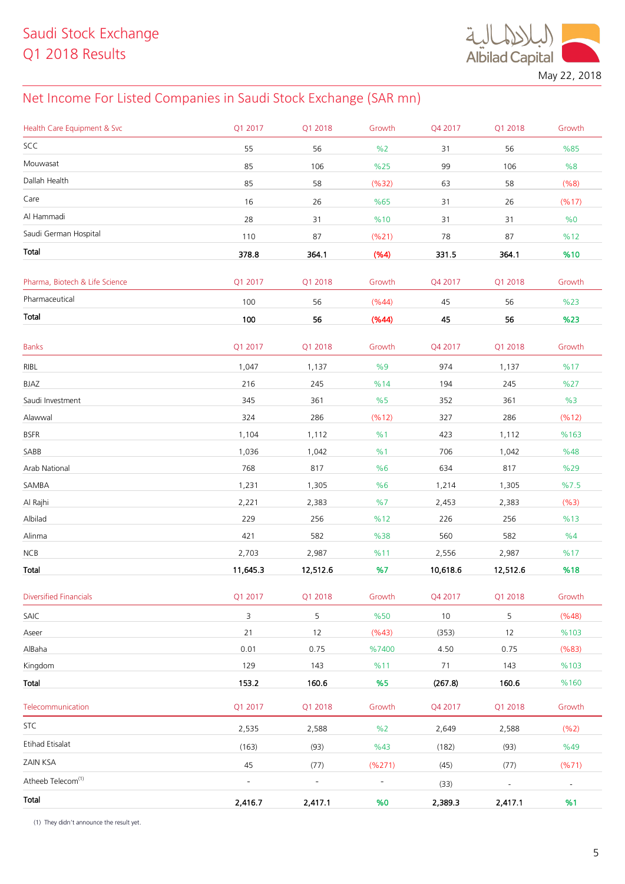# Saudi Stock Exchange
# Q1 2018 Results

May 22, 2018

## Net Income For Listed Companies in Saudi Stock Exchange (SAR mn)

| Health Care Equipment & Svc | Q1 2017 | Q1 2018 | Growth | Q4 2017 | Q1 2018 | Growth |
|---|---|---|---|---|---|---|
| SCC | 55 | 56 | %2 | 31 | 56 | %85 |
| Mouwasat | 85 | 106 | %25 | 99 | 106 | %8 |
| Dallah Health | 85 | 58 | (%32) | 63 | 58 | (%8) |
| Care | 16 | 26 | %65 | 31 | 26 | (%17) |
| Al Hammadi | 28 | 31 | %10 | 31 | 31 | %0 |
| Saudi German Hospital | 110 | 87 | (%21) | 78 | 87 | %12 |
| **Total** | **378.8** | **364.1** | **(%4)** | **331.5** | **364.1** | **%10** |

| Pharma, Biotech & Life Science | Q1 2017 | Q1 2018 | Growth | Q4 2017 | Q1 2018 | Growth |
|---|---|---|---|---|---|---|
| Pharmaceutical | 100 | 56 | (%44) | 45 | 56 | %23 |
| **Total** | **100** | **56** | **(%44)** | **45** | **56** | **%23** |

| Banks | Q1 2017 | Q1 2018 | Growth | Q4 2017 | Q1 2018 | Growth |
|---|---|---|---|---|---|---|
| RIBL | 1,047 | 1,137 | %9 | 974 | 1,137 | %17 |
| BJAZ | 216 | 245 | %14 | 194 | 245 | %27 |
| Saudi Investment | 345 | 361 | %5 | 352 | 361 | %3 |
| Alawwal | 324 | 286 | (%12) | 327 | 286 | (%12) |
| BSFR | 1,104 | 1,112 | %1 | 423 | 1,112 | %163 |
| SABB | 1,036 | 1,042 | %1 | 706 | 1,042 | %48 |
| Arab National | 768 | 817 | %6 | 634 | 817 | %29 |
| SAMBA | 1,231 | 1,305 | %6 | 1,214 | 1,305 | %7.5 |
| Al Rajhi | 2,221 | 2,383 | %7 | 2,453 | 2,383 | (%3) |
| Albilad | 229 | 256 | %12 | 226 | 256 | %13 |
| Alinma | 421 | 582 | %38 | 560 | 582 | %4 |
| NCB | 2,703 | 2,987 | %11 | 2,556 | 2,987 | %17 |
| **Total** | **11,645.3** | **12,512.6** | **%7** | **10,618.6** | **12,512.6** | **%18** |

| Diversified Financials | Q1 2017 | Q1 2018 | Growth | Q4 2017 | Q1 2018 | Growth |
|---|---|---|---|---|---|---|
| SAIC | 3 | 5 | %50 | 10 | 5 | (%48) |
| Aseer | 21 | 12 | (%43) | (353) | 12 | %103 |
| AlBaha | 0.01 | 0.75 | %7400 | 4.50 | 0.75 | (%83) |
| Kingdom | 129 | 143 | %11 | 71 | 143 | %103 |
| **Total** | **153.2** | **160.6** | **%5** | **(267.8)** | **160.6** | %160 |

| Telecommunication | Q1 2017 | Q1 2018 | Growth | Q4 2017 | Q1 2018 | Growth |
|---|---|---|---|---|---|---|
| STC | 2,535 | 2,588 | %2 | 2,649 | 2,588 | (%2) |
| Etihad Etisalat | (163) | (93) | %43 | (182) | (93) | %49 |
| ZAIN KSA | 45 | (77) | (%271) | (45) | (77) | (%71) |
| Atheeb Telecom[1] | - | - | - | (33) | - | - |
| **Total** | **2,416.7** | **2,417.1** | **%0** | **2,389.3** | **2,417.1** | **%1** |

(1) They didn't announce the result yet.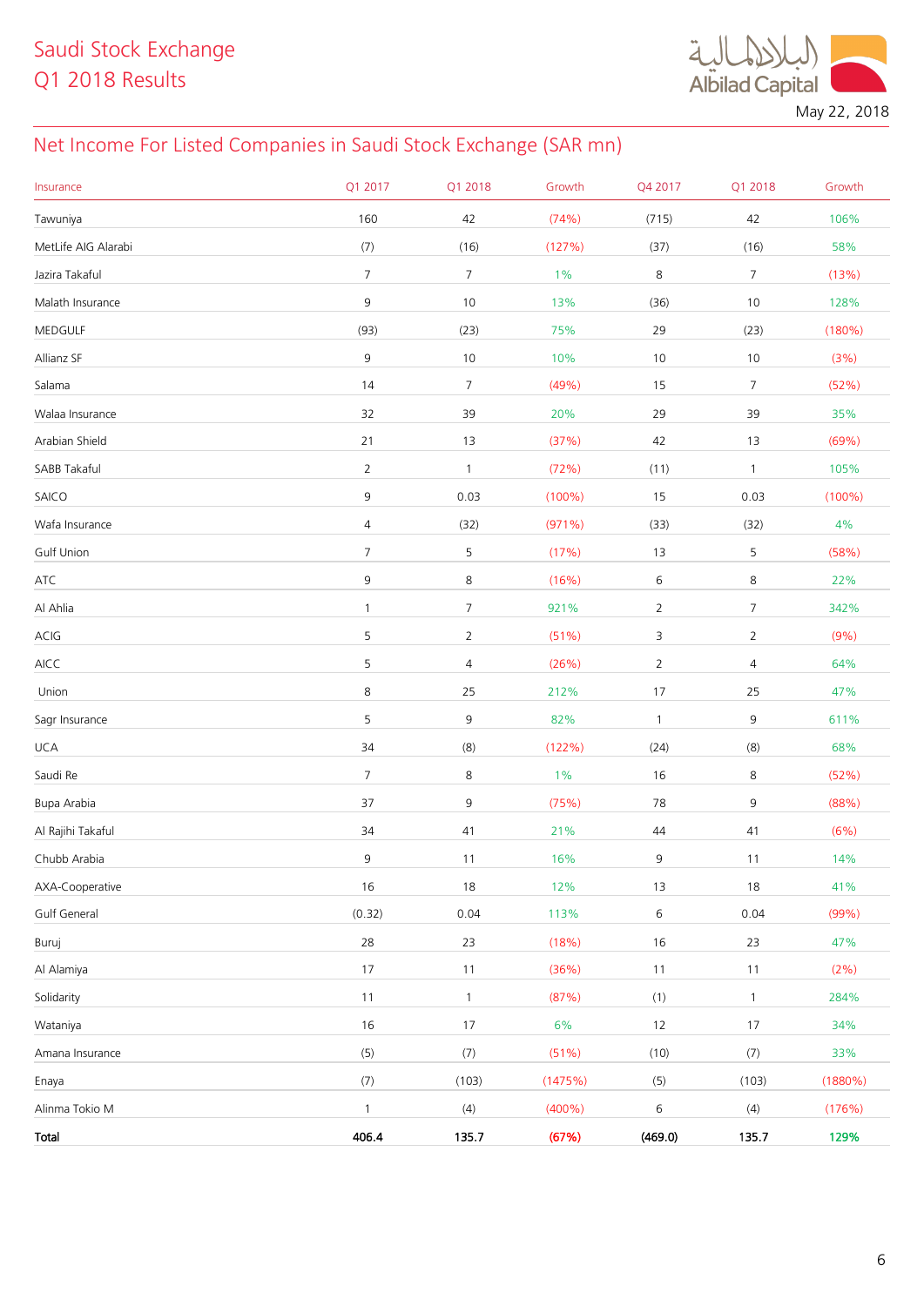# Saudi Stock Exchange
# Q1 2018 Results

May 22, 2018

## Net Income For Listed Companies in Saudi Stock Exchange (SAR mn)

| Insurance | Q1 2017 | Q1 2018 | Growth | Q4 2017 | Q1 2018 | Growth |
|---|---|---|---|---|---|---|
| Tawuniya | 160 | 42 | (74%) | (715) | 42 | 106% |
| MetLife AIG Alarabi | (7) | (16) | (127%) | (37) | (16) | 58% |
| Jazira Takaful | 7 | 7 | 1% | 8 | 7 | (13%) |
| Malath Insurance | 9 | 10 | 13% | (36) | 10 | 128% |
| MEDGULF | (93) | (23) | 75% | 29 | (23) | (180%) |
| Allianz SF | 9 | 10 | 10% | 10 | 10 | (3%) |
| Salama | 14 | 7 | (49%) | 15 | 7 | (52%) |
| Walaa Insurance | 32 | 39 | 20% | 29 | 39 | 35% |
| Arabian Shield | 21 | 13 | (37%) | 42 | 13 | (69%) |
| SABB Takaful | 2 | 1 | (72%) | (11) | 1 | 105% |
| SAICO | 9 | 0.03 | (100%) | 15 | 0.03 | (100%) |
| Wafa Insurance | 4 | (32) | (971%) | (33) | (32) | 4% |
| Gulf Union | 7 | 5 | (17%) | 13 | 5 | (58%) |
| ATC | 9 | 8 | (16%) | 6 | 8 | 22% |
| Al Ahlia | 1 | 7 | 921% | 2 | 7 | 342% |
| ACIG | 5 | 2 | (51%) | 3 | 2 | (9%) |
| AICC | 5 | 4 | (26%) | 2 | 4 | 64% |
| Union | 8 | 25 | 212% | 17 | 25 | 47% |
| Sagr Insurance | 5 | 9 | 82% | 1 | 9 | 611% |
| UCA | 34 | (8) | (122%) | (24) | (8) | 68% |
| Saudi Re | 7 | 8 | 1% | 16 | 8 | (52%) |
| Bupa Arabia | 37 | 9 | (75%) | 78 | 9 | (88%) |
| Al Rajihi Takaful | 34 | 41 | 21% | 44 | 41 | (6%) |
| Chubb Arabia | 9 | 11 | 16% | 9 | 11 | 14% |
| AXA-Cooperative | 16 | 18 | 12% | 13 | 18 | 41% |
| Gulf General | (0.32) | 0.04 | 113% | 6 | 0.04 | (99%) |
| Buruj | 28 | 23 | (18%) | 16 | 23 | 47% |
| Al Alamiya | 17 | 11 | (36%) | 11 | 11 | (2%) |
| Solidarity | 11 | 1 | (87%) | (1) | 1 | 284% |
| Wataniya | 16 | 17 | 6% | 12 | 17 | 34% |
| Amana Insurance | (5) | (7) | (51%) | (10) | (7) | 33% |
| Enaya | (7) | (103) | (1475%) | (5) | (103) | (1880%) |
| Alinma Tokio M | 1 | (4) | (400%) | 6 | (4) | (176%) |
| **Total** | **406.4** | **135.7** | **(67%)** | **(469.0)** | **135.7** | **129%** |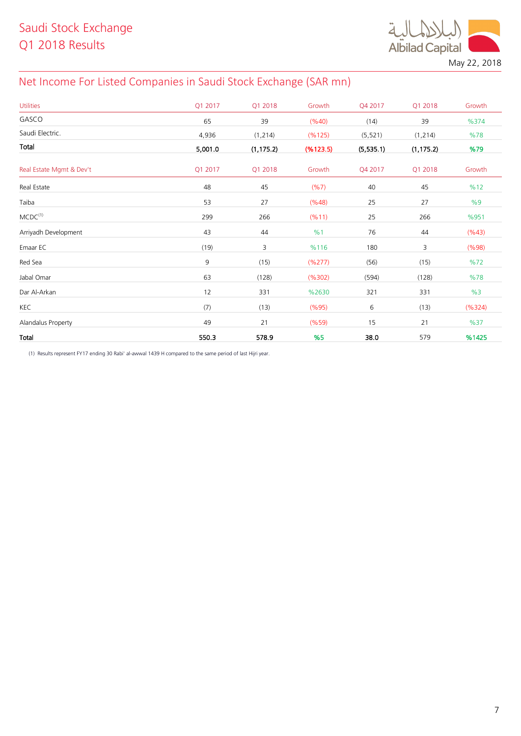Saudi Stock Exchange
Q1 2018 Results

May 22, 2018

## Net Income For Listed Companies in Saudi Stock Exchange (SAR mn)

| Utilities | Q1 2017 | Q1 2018 | Growth | Q4 2017 | Q1 2018 | Growth |
|---|---|---|---|---|---|---|
| GASCO | 65 | 39 | (%40) | (14) | 39 | %374 |
| Saudi Electric. | 4,936 | (1,214) | (%125) | (5,521) | (1,214) | %78 |
| **Total** | **5,001.0** | **(1,175.2)** | **(%123.5)** | **(5,535.1)** | **(1,175.2)** | **%79** |

| Real Estate Mgmt & Dev't | Q1 2017 | Q1 2018 | Growth | Q4 2017 | Q1 2018 | Growth |
|---|---|---|---|---|---|---|
| Real Estate | 48 | 45 | (%7) | 40 | 45 | %12 |
| Taiba | 53 | 27 | (%48) | 25 | 27 | %9 |
| MCDC[(1)] | 299 | 266 | (%11) | 25 | 266 | %951 |
| Arriyadh Development | 43 | 44 | %1 | 76 | 44 | (%43) |
| Emaar EC | (19) | 3 | %116 | 180 | 3 | (%98) |
| Red Sea | 9 | (15) | (%277) | (56) | (15) | %72 |
| Jabal Omar | 63 | (128) | (%302) | (594) | (128) | %78 |
| Dar Al-Arkan | 12 | 331 | %2630 | 321 | 331 | %3 |
| KEC | (7) | (13) | (%95) | 6 | (13) | (%324) |
| Alandalus Property | 49 | 21 | (%59) | 15 | 21 | %37 |
| **Total** | **550.3** | **578.9** | **%5** | **38.0** | 579 | **%1425** |

(1) Results represent FY17 ending 30 Rabi' al-awwal 1439 H compared to the same period of last Hijri year.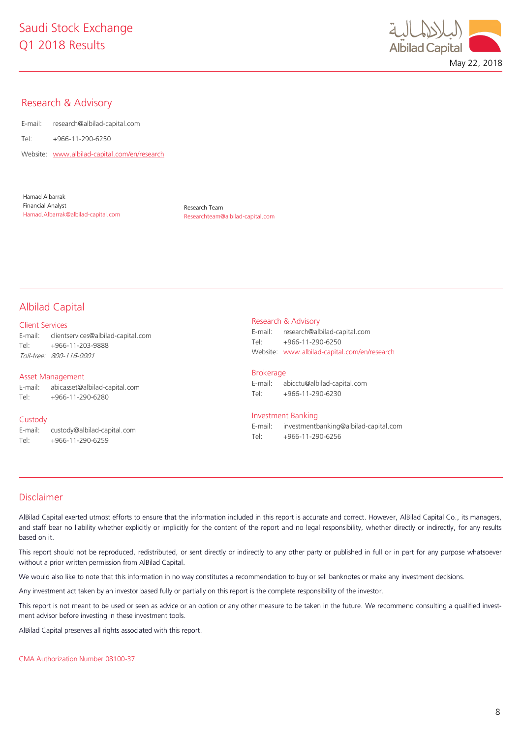## Research & Advisory

E-mail: research@albilad-capital.com

Tel: +966-11-290-6250

Website: www.albilad-capital.com/en/research

Hamad Albarrak
Financial Analyst
Hamad.Albarrak@albilad-capital.com

Research Team
Researchteam@albilad-capital.com

## Albilad Capital

### Client Services

E-mail: clientservices@albilad-capital.com
Tel: +966-11-203-9888
*Toll-free: 800-116-0001*

### Asset Management

E-mail: abicasset@albilad-capital.com
Tel: +966-11-290-6280

### Custody

E-mail: custody@albilad-capital.com
Tel: +966-11-290-6259

### Research & Advisory

E-mail: research@albilad-capital.com
Tel: +966-11-290-6250
Website: www.albilad-capital.com/en/research

### Brokerage

E-mail: abicctu@albilad-capital.com
Tel: +966-11-290-6230

### Investment Banking

E-mail: investmentbanking@albilad-capital.com
Tel: +966-11-290-6256

## Disclaimer

AlBilad Capital exerted utmost efforts to ensure that the information included in this report is accurate and correct. However, AlBilad Capital Co., its managers, and staff bear no liability whether explicitly or implicitly for the content of the report and no legal responsibility, whether directly or indirectly, for any results based on it.

This report should not be reproduced, redistributed, or sent directly or indirectly to any other party or published in full or in part for any purpose whatsoever without a prior written permission from AlBilad Capital.

We would also like to note that this information in no way constitutes a recommendation to buy or sell banknotes or make any investment decisions.

Any investment act taken by an investor based fully or partially on this report is the complete responsibility of the investor.

This report is not meant to be used or seen as advice or an option or any other measure to be taken in the future. We recommend consulting a qualified investment advisor before investing in these investment tools.

AlBilad Capital preserves all rights associated with this report.

CMA Authorization Number 08100-37